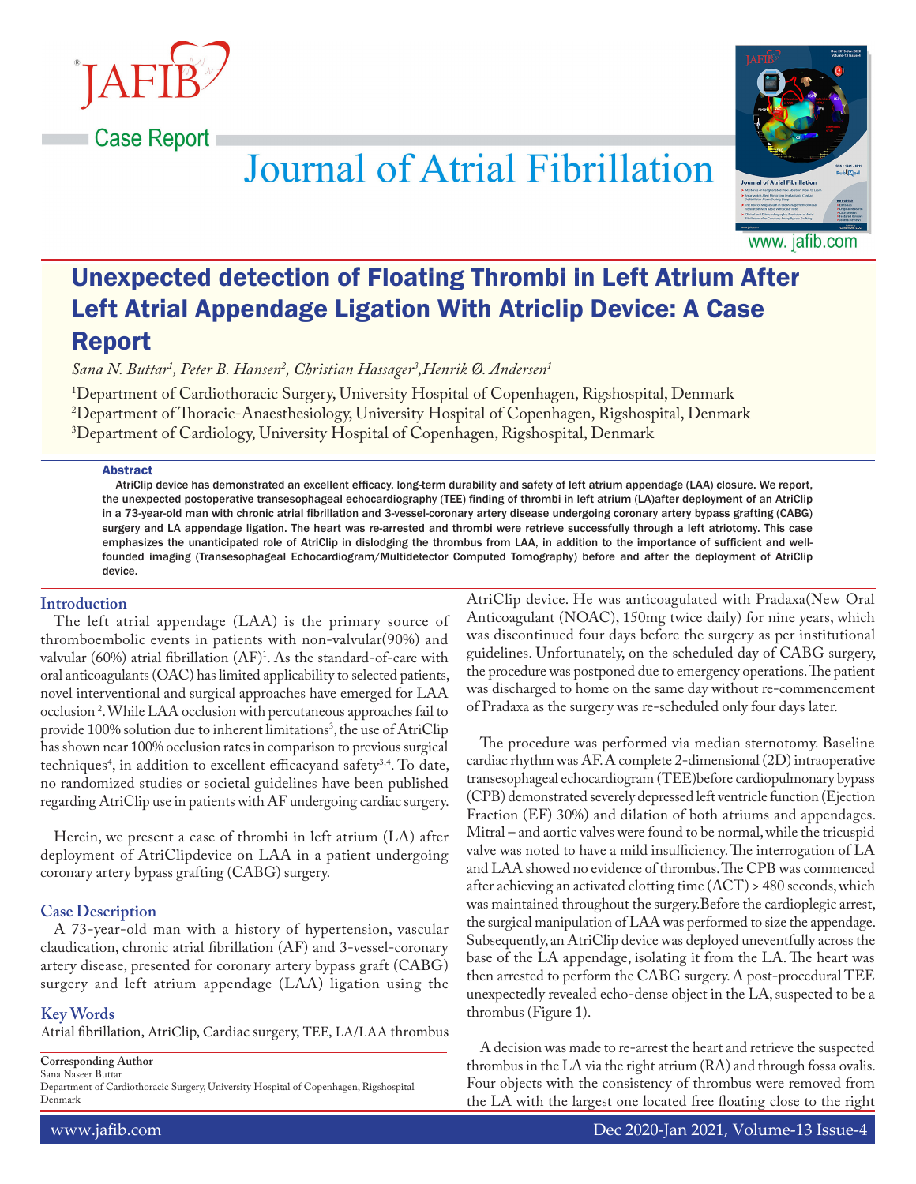Case Report

# Unexpected detection of Floating Thrombi in Left Atrium After Left Atrial Appendage Ligation With Atriclip Device: A Case Report

*Sana N. Buttar[1], Peter B. Hansen[2], Christian Hassager[3], Henrik Ø. Andersen[1]*

[1]Department of Cardiothoracic Surgery, University Hospital of Copenhagen, Rigshospital, Denmark
[2]Department of Thoracic-Anaesthesiology, University Hospital of Copenhagen, Rigshospital, Denmark
[3]Department of Cardiology, University Hospital of Copenhagen, Rigshospital, Denmark

### Abstract

AtriClip device has demonstrated an excellent efficacy, long-term durability and safety of left atrium appendage (LAA) closure. We report, the unexpected postoperative transesophageal echocardiography (TEE) finding of thrombi in left atrium (LA)after deployment of an AtriClip in a 73-year-old man with chronic atrial fibrillation and 3-vessel-coronary artery disease undergoing coronary artery bypass grafting (CABG) surgery and LA appendage ligation. The heart was re-arrested and thrombi were retrieve successfully through a left atriotomy. This case emphasizes the unanticipated role of AtriClip in dislodging the thrombus from LAA, in addition to the importance of sufficient and well-founded imaging (Transesophageal Echocardiogram/Multidetector Computed Tomography) before and after the deployment of AtriClip device.

## Introduction

The left atrial appendage (LAA) is the primary source of thromboembolic events in patients with non-valvular(90%) and valvular (60%) atrial fibrillation (AF)[1]. As the standard-of-care with oral anticoagulants (OAC) has limited applicability to selected patients, novel interventional and surgical approaches have emerged for LAA occlusion [2]. While LAA occlusion with percutaneous approaches fail to provide 100% solution due to inherent limitations[3], the use of AtriClip has shown near 100% occlusion rates in comparison to previous surgical techniques[4], in addition to excellent efficacyand safety[3,4]. To date, no randomized studies or societal guidelines have been published regarding AtriClip use in patients with AF undergoing cardiac surgery.

Herein, we present a case of thrombi in left atrium (LA) after deployment of AtriClipdevice on LAA in a patient undergoing coronary artery bypass grafting (CABG) surgery.

## Case Description

A 73-year-old man with a history of hypertension, vascular claudication, chronic atrial fibrillation (AF) and 3-vessel-coronary artery disease, presented for coronary artery bypass graft (CABG) surgery and left atrium appendage (LAA) ligation using the AtriClip device. He was anticoagulated with Pradaxa(New Oral Anticoagulant (NOAC), 150mg twice daily) for nine years, which was discontinued four days before the surgery as per institutional guidelines. Unfortunately, on the scheduled day of CABG surgery, the procedure was postponed due to emergency operations. The patient was discharged to home on the same day without re-commencement of Pradaxa as the surgery was re-scheduled only four days later.

The procedure was performed via median sternotomy. Baseline cardiac rhythm was AF. A complete 2-dimensional (2D) intraoperative transesophageal echocardiogram (TEE)before cardiopulmonary bypass (CPB) demonstrated severely depressed left ventricle function (Ejection Fraction (EF) 30%) and dilation of both atriums and appendages. Mitral – and aortic valves were found to be normal, while the tricuspid valve was noted to have a mild insufficiency. The interrogation of LA and LAA showed no evidence of thrombus. The CPB was commenced after achieving an activated clotting time (ACT) > 480 seconds, which was maintained throughout the surgery. Before the cardioplegic arrest, the surgical manipulation of LAA was performed to size the appendage. Subsequently, an AtriClip device was deployed uneventfully across the base of the LA appendage, isolating it from the LA. The heart was then arrested to perform the CABG surgery. A post-procedural TEE unexpectedly revealed echo-dense object in the LA, suspected to be a thrombus (Figure 1).

A decision was made to re-arrest the heart and retrieve the suspected thrombus in the LA via the right atrium (RA) and through fossa ovalis. Four objects with the consistency of thrombus were removed from the LA with the largest one located free floating close to the right

**Key Words**

Atrial fibrillation, AtriClip, Cardiac surgery, TEE, LA/LAA thrombus

**Corresponding Author**
Sana Naseer Buttar
Department of Cardiothoracic Surgery, University Hospital of Copenhagen, Rigshospital
Denmark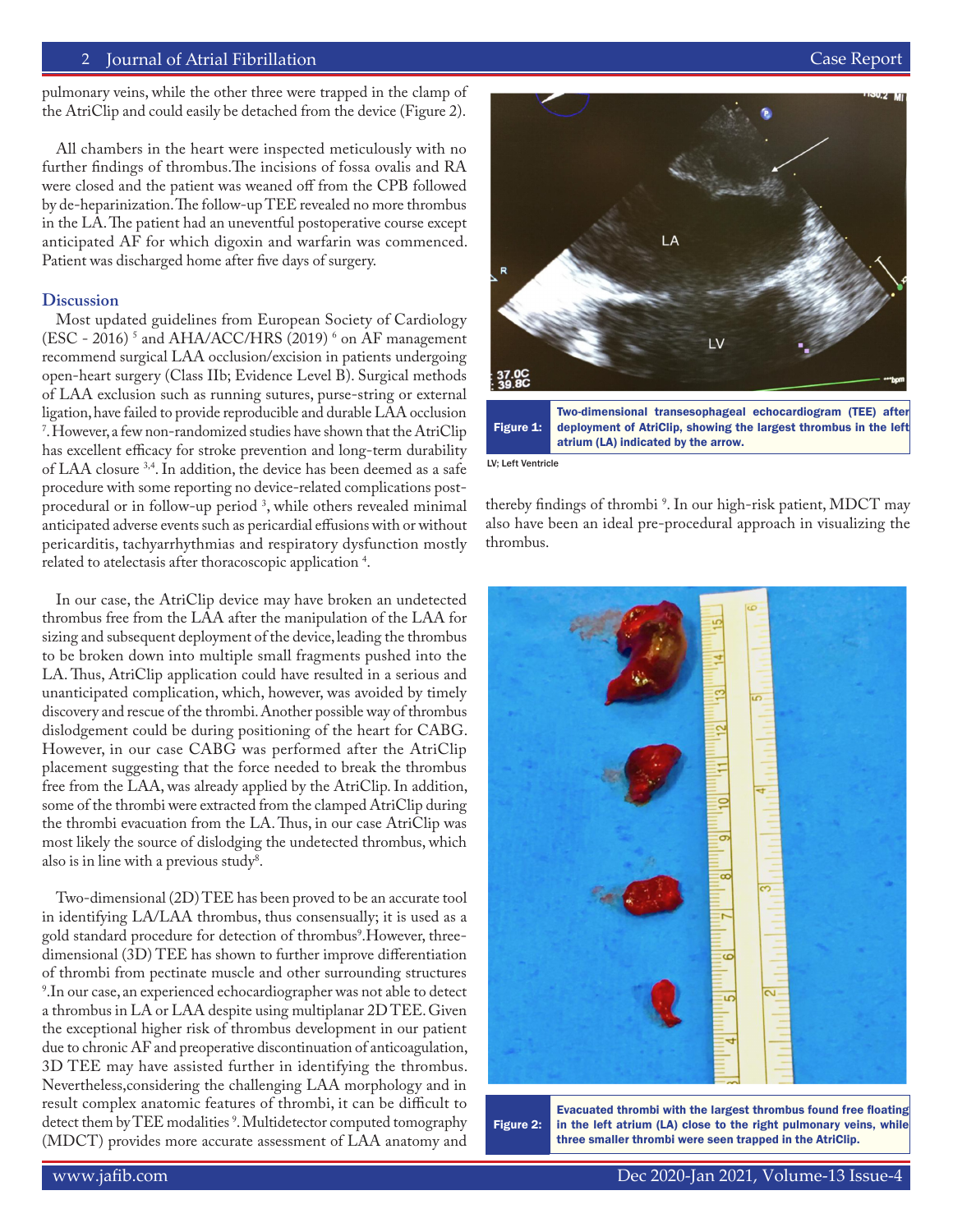pulmonary veins, while the other three were trapped in the clamp of the AtriClip and could easily be detached from the device (Figure 2).

All chambers in the heart were inspected meticulously with no further findings of thrombus.The incisions of fossa ovalis and RA were closed and the patient was weaned off from the CPB followed by de-heparinization.The follow-up TEE revealed no more thrombus in the LA.The patient had an uneventful postoperative course except anticipated AF for which digoxin and warfarin was commenced. Patient was discharged home after five days of surgery.

## Discussion

Most updated guidelines from European Society of Cardiology (ESC - 2016) [5] and AHA/ACC/HRS (2019) [6] on AF management recommend surgical LAA occlusion/excision in patients undergoing open-heart surgery (Class IIb; Evidence Level B). Surgical methods of LAA exclusion such as running sutures, purse-string or external ligation, have failed to provide reproducible and durable LAA occlusion [7]. However, a few non-randomized studies have shown that the AtriClip has excellent efficacy for stroke prevention and long-term durability of LAA closure [3,4]. In addition, the device has been deemed as a safe procedure with some reporting no device-related complications post-procedural or in follow-up period [3], while others revealed minimal anticipated adverse events such as pericardial effusions with or without pericarditis, tachyarrhythmias and respiratory dysfunction mostly related to atelectasis after thoracoscopic application [4].

In our case, the AtriClip device may have broken an undetected thrombus free from the LAA after the manipulation of the LAA for sizing and subsequent deployment of the device, leading the thrombus to be broken down into multiple small fragments pushed into the LA. Thus, AtriClip application could have resulted in a serious and unanticipated complication, which, however, was avoided by timely discovery and rescue of the thrombi. Another possible way of thrombus dislodgement could be during positioning of the heart for CABG. However, in our case CABG was performed after the AtriClip placement suggesting that the force needed to break the thrombus free from the LAA, was already applied by the AtriClip. In addition, some of the thrombi were extracted from the clamped AtriClip during the thrombi evacuation from the LA. Thus, in our case AtriClip was most likely the source of dislodging the undetected thrombus, which also is in line with a previous study[8].

Two-dimensional (2D) TEE has been proved to be an accurate tool in identifying LA/LAA thrombus, thus consensually; it is used as a gold standard procedure for detection of thrombus[9].However, three-dimensional (3D) TEE has shown to further improve differentiation of thrombi from pectinate muscle and other surrounding structures [9].In our case, an experienced echocardiographer was not able to detect a thrombus in LA or LAA despite using multiplanar 2D TEE. Given the exceptional higher risk of thrombus development in our patient due to chronic AF and preoperative discontinuation of anticoagulation, 3D TEE may have assisted further in identifying the thrombus. Nevertheless,considering the challenging LAA morphology and in result complex anatomic features of thrombi, it can be difficult to detect them by TEE modalities [9]. Multidetector computed tomography (MDCT) provides more accurate assessment of LAA anatomy and thereby findings of thrombi [9]. In our high-risk patient, MDCT may also have been an ideal pre-procedural approach in visualizing the thrombus.

**Figure 1:** Two-dimensional transesophageal echocardiogram (TEE) after deployment of AtriClip, showing the largest thrombus in the left atrium (LA) indicated by the arrow.

LV; Left Ventricle

**Figure 2:** Evacuated thrombi with the largest thrombus found free floating in the left atrium (LA) close to the right pulmonary veins, while three smaller thrombi were seen trapped in the AtriClip.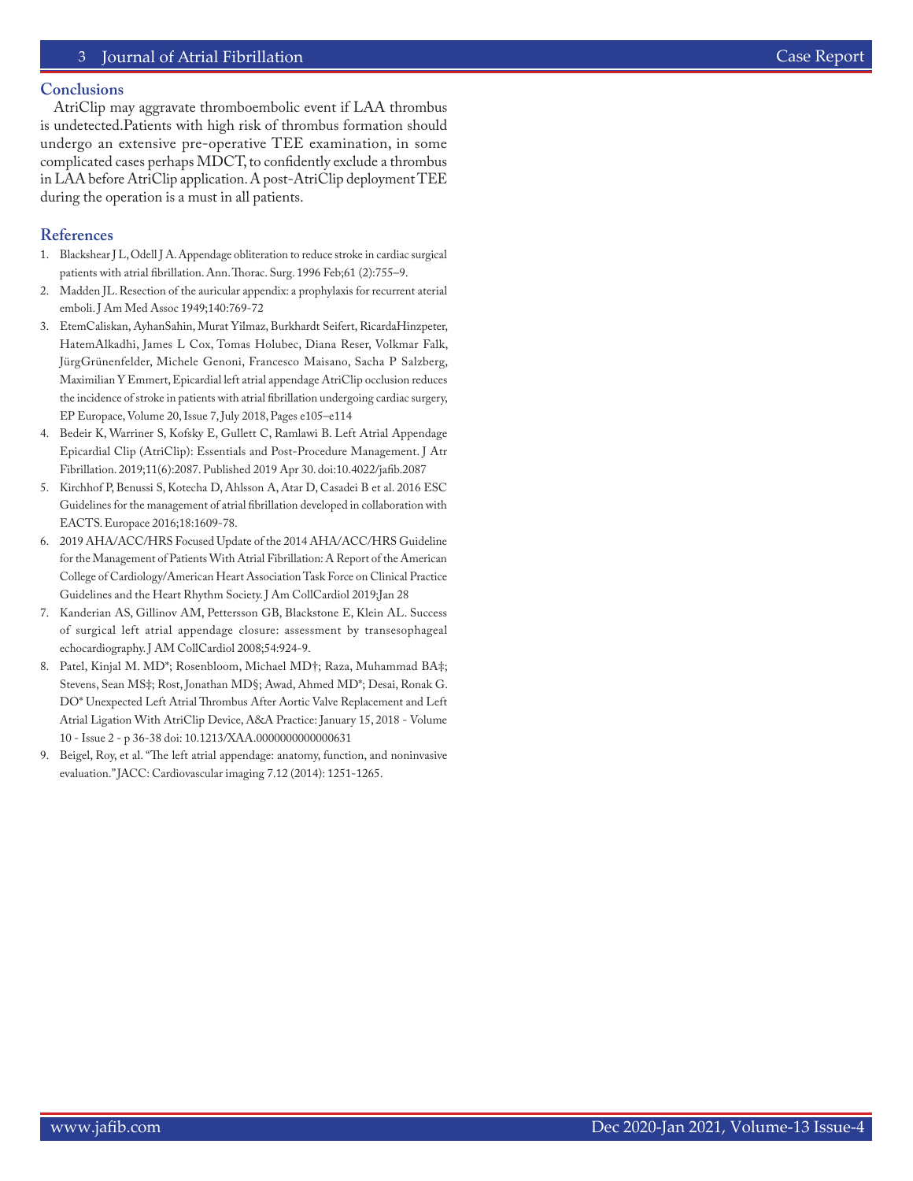## Conclusions

AtriClip may aggravate thromboembolic event if LAA thrombus is undetected.Patients with high risk of thrombus formation should undergo an extensive pre-operative TEE examination, in some complicated cases perhaps MDCT, to confidently exclude a thrombus in LAA before AtriClip application. A post-AtriClip deployment TEE during the operation is a must in all patients.

## References

1. Blackshear J L, Odell J A. Appendage obliteration to reduce stroke in cardiac surgical patients with atrial fibrillation. Ann. Thorac. Surg. 1996 Feb;61 (2):755–9.
2. Madden JL. Resection of the auricular appendix: a prophylaxis for recurrent aterial emboli. J Am Med Assoc 1949;140:769-72
3. EtemCaliskan, AyhanSahin, Murat Yilmaz, Burkhardt Seifert, RicardaHinzpeter, HatemAlkadhi, James L Cox, Tomas Holubec, Diana Reser, Volkmar Falk, JürgGrünenfelder, Michele Genoni, Francesco Maisano, Sacha P Salzberg, Maximilian Y Emmert, Epicardial left atrial appendage AtriClip occlusion reduces the incidence of stroke in patients with atrial fibrillation undergoing cardiac surgery, EP Europace, Volume 20, Issue 7, July 2018, Pages e105–e114
4. Bedeir K, Warriner S, Kofsky E, Gullett C, Ramlawi B. Left Atrial Appendage Epicardial Clip (AtriClip): Essentials and Post-Procedure Management. J Atr Fibrillation. 2019;11(6):2087. Published 2019 Apr 30. doi:10.4022/jafib.2087
5. Kirchhof P, Benussi S, Kotecha D, Ahlsson A, Atar D, Casadei B et al. 2016 ESC Guidelines for the management of atrial fibrillation developed in collaboration with EACTS. Europace 2016;18:1609-78.
6. 2019 AHA/ACC/HRS Focused Update of the 2014 AHA/ACC/HRS Guideline for the Management of Patients With Atrial Fibrillation: A Report of the American College of Cardiology/American Heart Association Task Force on Clinical Practice Guidelines and the Heart Rhythm Society. J Am CollCardiol 2019;Jan 28
7. Kanderian AS, Gillinov AM, Pettersson GB, Blackstone E, Klein AL. Success of surgical left atrial appendage closure: assessment by transesophageal echocardiography. J AM CollCardiol 2008;54:924-9.
8. Patel, Kinjal M. MD*; Rosenbloom, Michael MD†; Raza, Muhammad BA‡; Stevens, Sean MS‡; Rost, Jonathan MD§; Awad, Ahmed MD*; Desai, Ronak G. DO* Unexpected Left Atrial Thrombus After Aortic Valve Replacement and Left Atrial Ligation With AtriClip Device, A&A Practice: January 15, 2018 - Volume 10 - Issue 2 - p 36-38 doi: 10.1213/XAA.0000000000000631
9. Beigel, Roy, et al. "The left atrial appendage: anatomy, function, and noninvasive evaluation." JACC: Cardiovascular imaging 7.12 (2014): 1251-1265.